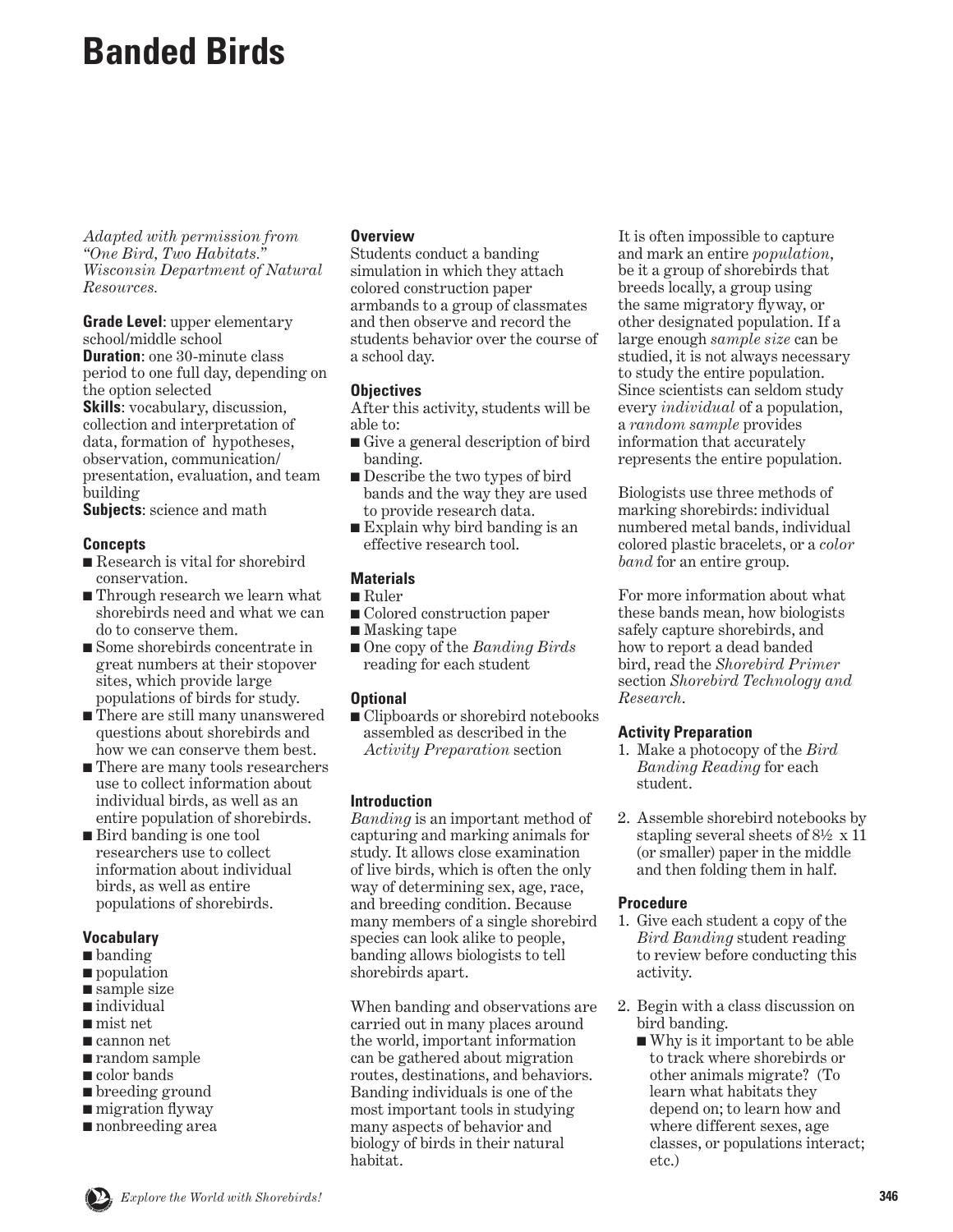# Banded Birds

*Adapted with permission from "One Bird, Two Habitats." Wisconsin Department of Natural Resources.*

**Grade Level**: upper elementary school/middle school
**Duration**: one 30-minute class period to one full day, depending on the option selected
**Skills**: vocabulary, discussion, collection and interpretation of data, formation of hypotheses, observation, communication/ presentation, evaluation, and team building
**Subjects**: science and math

### Concepts

- Research is vital for shorebird conservation.
- Through research we learn what shorebirds need and what we can do to conserve them.
- Some shorebirds concentrate in great numbers at their stopover sites, which provide large populations of birds for study.
- There are still many unanswered questions about shorebirds and how we can conserve them best.
- There are many tools researchers use to collect information about individual birds, as well as an entire population of shorebirds.
- Bird banding is one tool researchers use to collect information about individual birds, as well as entire populations of shorebirds.

### Vocabulary

- banding
- population
- sample size
- individual
- mist net
- cannon net
- random sample
- color bands
- breeding ground
- migration flyway
- nonbreeding area

### Overview

Students conduct a banding simulation in which they attach colored construction paper armbands to a group of classmates and then observe and record the students behavior over the course of a school day.

### Objectives

After this activity, students will be able to:

- Give a general description of bird banding.
- Describe the two types of bird bands and the way they are used to provide research data.
- Explain why bird banding is an effective research tool.

### Materials

- Ruler
- Colored construction paper
- Masking tape
- One copy of the *Banding Birds* reading for each student

### Optional

- Clipboards or shorebird notebooks assembled as described in the *Activity Preparation* section

### Introduction

*Banding* is an important method of capturing and marking animals for study. It allows close examination of live birds, which is often the only way of determining sex, age, race, and breeding condition. Because many members of a single shorebird species can look alike to people, banding allows biologists to tell shorebirds apart.

When banding and observations are carried out in many places around the world, important information can be gathered about migration routes, destinations, and behaviors. Banding individuals is one of the most important tools in studying many aspects of behavior and biology of birds in their natural habitat.

It is often impossible to capture and mark an entire *population*, be it a group of shorebirds that breeds locally, a group using the same migratory flyway, or other designated population. If a large enough *sample size* can be studied, it is not always necessary to study the entire population. Since scientists can seldom study every *individual* of a population, a *random sample* provides information that accurately represents the entire population.

Biologists use three methods of marking shorebirds: individual numbered metal bands, individual colored plastic bracelets, or a *color band* for an entire group.

For more information about what these bands mean, how biologists safely capture shorebirds, and how to report a dead banded bird, read the *Shorebird Primer* section *Shorebird Technology and Research*.

### Activity Preparation

1. Make a photocopy of the *Bird Banding Reading* for each student.
2. Assemble shorebird notebooks by stapling several sheets of 8½ x 11 (or smaller) paper in the middle and then folding them in half.

### Procedure

1. Give each student a copy of the *Bird Banding* student reading to review before conducting this activity.
2. Begin with a class discussion on bird banding.
   - Why is it important to be able to track where shorebirds or other animals migrate? (To learn what habitats they depend on; to learn how and where different sexes, age classes, or populations interact; etc.)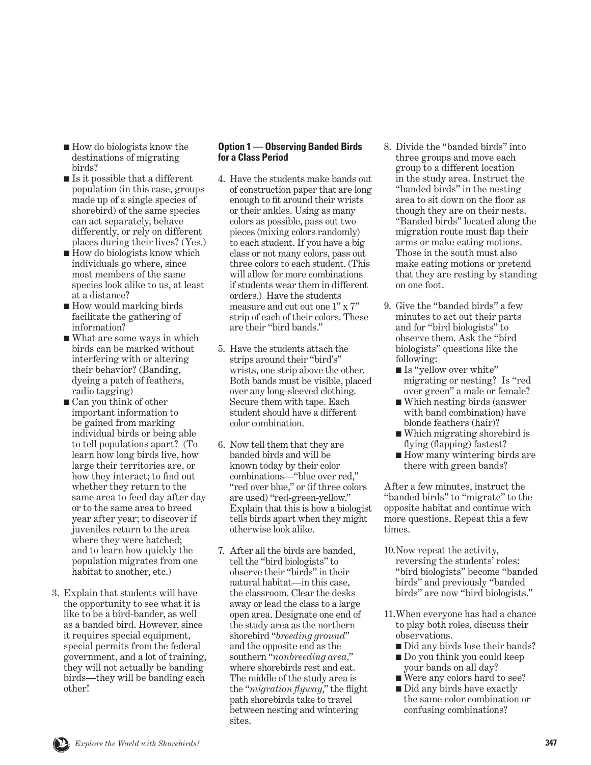- How do biologists know the destinations of migrating birds?
- Is it possible that a different population (in this case, groups made up of a single species of shorebird) of the same species can act separately, behave differently, or rely on different places during their lives? (Yes.)
- How do biologists know which individuals go where, since most members of the same species look alike to us, at least at a distance?
- How would marking birds facilitate the gathering of information?
- What are some ways in which birds can be marked without interfering with or altering their behavior? (Banding, dyeing a patch of feathers, radio tagging)
- Can you think of other important information to be gained from marking individual birds or being able to tell populations apart? (To learn how long birds live, how large their territories are, or how they interact; to find out whether they return to the same area to feed day after day or to the same area to breed year after year; to discover if juveniles return to the area where they were hatched; and to learn how quickly the population migrates from one habitat to another, etc.)

3. Explain that students will have the opportunity to see what it is like to be a bird-bander, as well as a banded bird. However, since it requires special equipment, special permits from the federal government, and a lot of training, they will not actually be banding birds—they will be banding each other!

**Option 1 — Observing Banded Birds for a Class Period**

4. Have the students make bands out of construction paper that are long enough to fit around their wrists or their ankles. Using as many colors as possible, pass out two pieces (mixing colors randomly) to each student. If you have a big class or not many colors, pass out three colors to each student. (This will allow for more combinations if students wear them in different orders.) Have the students measure and cut out one 1" x 7" strip of each of their colors. These are their "bird bands."

5. Have the students attach the strips around their "bird's" wrists, one strip above the other. Both bands must be visible, placed over any long-sleeved clothing. Secure them with tape. Each student should have a different color combination.

6. Now tell them that they are banded birds and will be known today by their color combinations—"blue over red," "red over blue," or (if three colors are used) "red-green-yellow." Explain that this is how a biologist tells birds apart when they might otherwise look alike.

7. After all the birds are banded, tell the "bird biologists" to observe their "birds" in their natural habitat—in this case, the classroom. Clear the desks away or lead the class to a large open area. Designate one end of the study area as the northern shorebird "*breeding ground*" and the opposite end as the southern "*nonbreeding area,*" where shorebirds rest and eat. The middle of the study area is the "*migration flyway*," the flight path shorebirds take to travel between nesting and wintering sites.

8. Divide the "banded birds" into three groups and move each group to a different location in the study area. Instruct the "banded birds" in the nesting area to sit down on the floor as though they are on their nests. "Banded birds" located along the migration route must flap their arms or make eating motions. Those in the south must also make eating motions or pretend that they are resting by standing on one foot.

9. Give the "banded birds" a few minutes to act out their parts and for "bird biologists" to observe them. Ask the "bird biologists" questions like the following:
   - Is "yellow over white" migrating or nesting? Is "red over green" a male or female?
   - Which nesting birds (answer with band combination) have blonde feathers (hair)?
   - Which migrating shorebird is flying (flapping) fastest?
   - How many wintering birds are there with green bands?

After a few minutes, instruct the "banded birds" to "migrate" to the opposite habitat and continue with more questions. Repeat this a few times.

10. Now repeat the activity, reversing the students' roles: "bird biologists" become "banded birds" and previously "banded birds" are now "bird biologists."

11. When everyone has had a chance to play both roles, discuss their observations.
    - Did any birds lose their bands?
    - Do you think you could keep your bands on all day?
    - Were any colors hard to see?
    - Did any birds have exactly the same color combination or confusing combinations?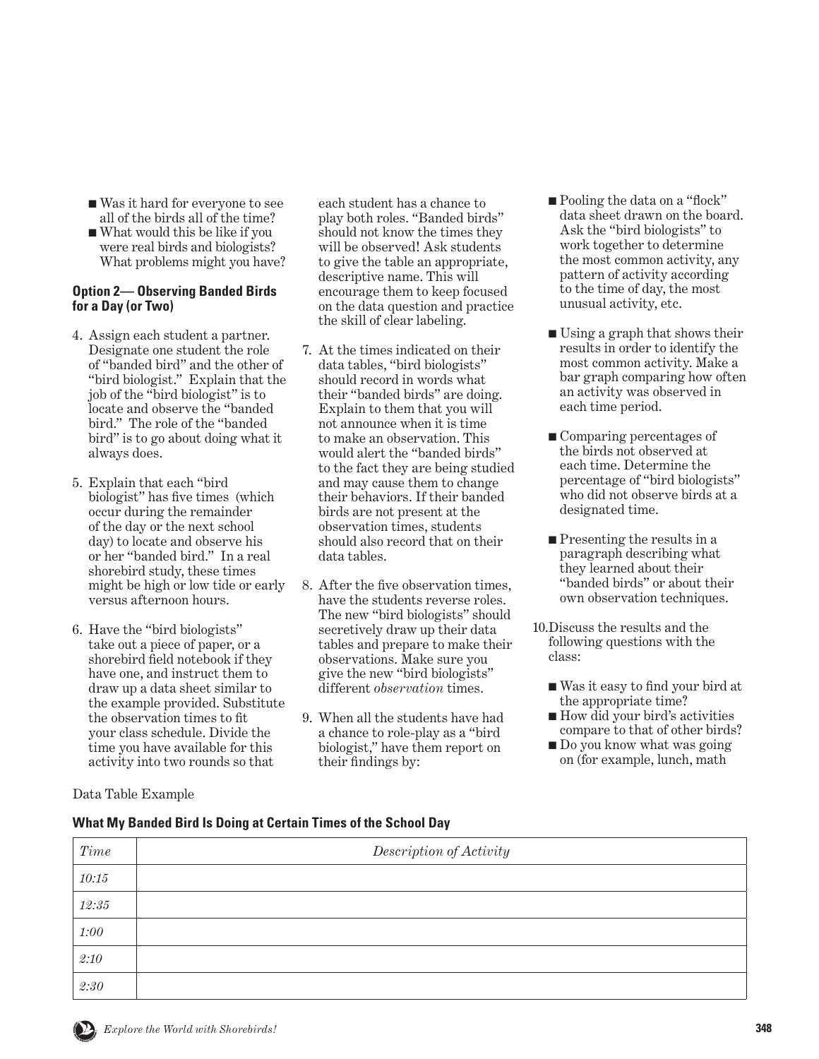- Was it hard for everyone to see all of the birds all of the time?
- What would this be like if you were real birds and biologists? What problems might you have?

**Option 2— Observing Banded Birds for a Day (or Two)**

4. Assign each student a partner. Designate one student the role of "banded bird" and the other of "bird biologist." Explain that the job of the "bird biologist" is to locate and observe the "banded bird." The role of the "banded bird" is to go about doing what it always does.

5. Explain that each "bird biologist" has five times (which occur during the remainder of the day or the next school day) to locate and observe his or her "banded bird." In a real shorebird study, these times might be high or low tide or early versus afternoon hours.

6. Have the "bird biologists" take out a piece of paper, or a shorebird field notebook if they have one, and instruct them to draw up a data sheet similar to the example provided. Substitute the observation times to fit your class schedule. Divide the time you have available for this activity into two rounds so that each student has a chance to play both roles. "Banded birds" should not know the times they will be observed! Ask students to give the table an appropriate, descriptive name. This will encourage them to keep focused on the data question and practice the skill of clear labeling.

7. At the times indicated on their data tables, "bird biologists" should record in words what their "banded birds" are doing. Explain to them that you will not announce when it is time to make an observation. This would alert the "banded birds" to the fact they are being studied and may cause them to change their behaviors. If their banded birds are not present at the observation times, students should also record that on their data tables.

8. After the five observation times, have the students reverse roles. The new "bird biologists" should secretively draw up their data tables and prepare to make their observations. Make sure you give the new "bird biologists" different *observation* times.

9. When all the students have had a chance to role-play as a "bird biologist," have them report on their findings by:
   - Pooling the data on a "flock" data sheet drawn on the board. Ask the "bird biologists" to work together to determine the most common activity, any pattern of activity according to the time of day, the most unusual activity, etc.
   - Using a graph that shows their results in order to identify the most common activity. Make a bar graph comparing how often an activity was observed in each time period.
   - Comparing percentages of the birds not observed at each time. Determine the percentage of "bird biologists" who did not observe birds at a designated time.
   - Presenting the results in a paragraph describing what they learned about their "banded birds" or about their own observation techniques.

10. Discuss the results and the following questions with the class:
   - Was it easy to find your bird at the appropriate time?
   - How did your bird's activities compare to that of other birds?
   - Do you know what was going on (for example, lunch, math

Data Table Example

**What My Banded Bird Is Doing at Certain Times of the School Day**

| *Time* | *Description of Activity* |
|---|---|
| *10:15* | |
| *12:35* | |
| *1:00* | |
| *2:10* | |
| *2:30* | |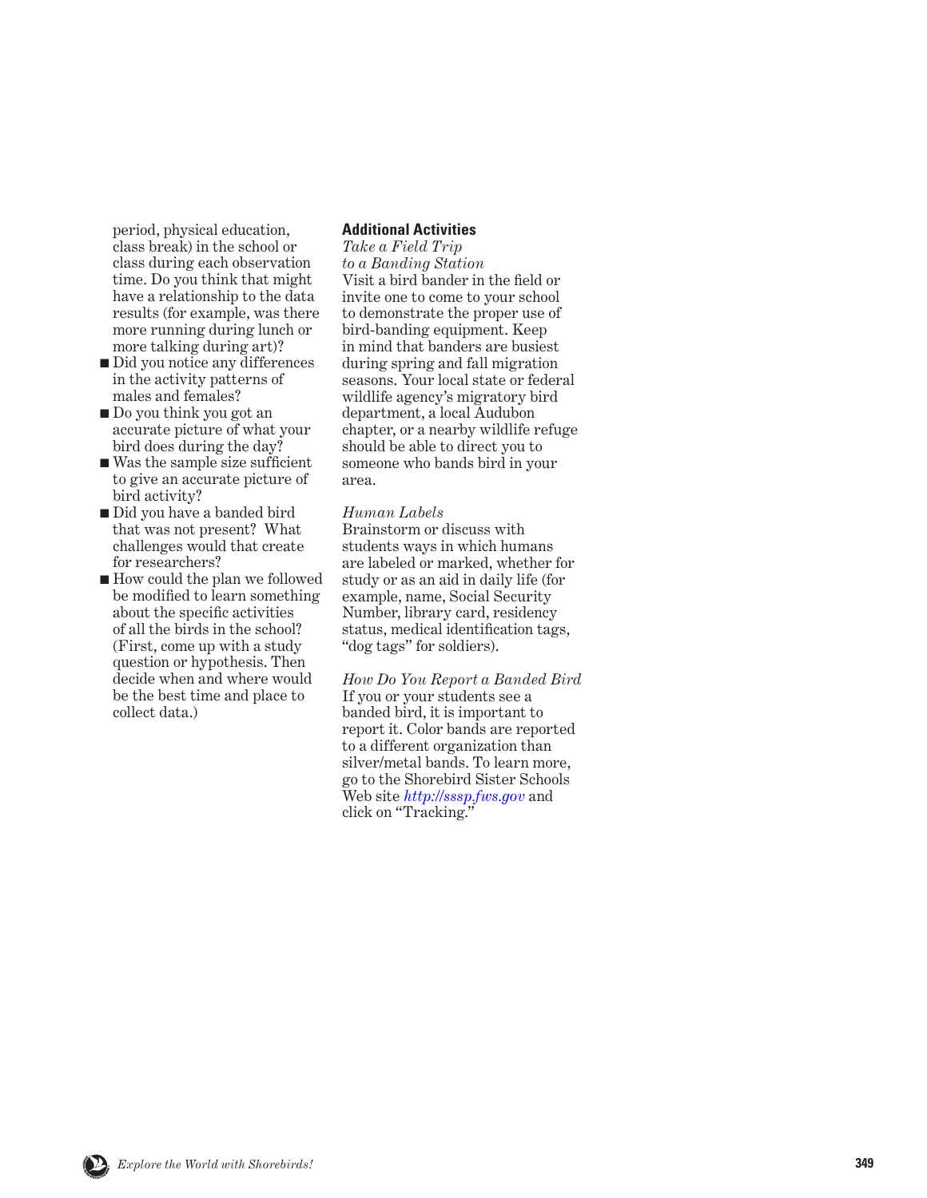period, physical education, class break) in the school or class during each observation time. Do you think that might have a relationship to the data results (for example, was there more running during lunch or more talking during art)?

- Did you notice any differences in the activity patterns of males and females?
- Do you think you got an accurate picture of what your bird does during the day?
- Was the sample size sufficient to give an accurate picture of bird activity?
- Did you have a banded bird that was not present? What challenges would that create for researchers?
- How could the plan we followed be modified to learn something about the specific activities of all the birds in the school? (First, come up with a study question or hypothesis. Then decide when and where would be the best time and place to collect data.)

**Additional Activities**

*Take a Field Trip to a Banding Station*

Visit a bird bander in the field or invite one to come to your school to demonstrate the proper use of bird-banding equipment. Keep in mind that banders are busiest during spring and fall migration seasons. Your local state or federal wildlife agency's migratory bird department, a local Audubon chapter, or a nearby wildlife refuge should be able to direct you to someone who bands bird in your area.

*Human Labels*

Brainstorm or discuss with students ways in which humans are labeled or marked, whether for study or as an aid in daily life (for example, name, Social Security Number, library card, residency status, medical identification tags, "dog tags" for soldiers).

*How Do You Report a Banded Bird*

If you or your students see a banded bird, it is important to report it. Color bands are reported to a different organization than silver/metal bands. To learn more, go to the Shorebird Sister Schools Web site http://sssp.fws.gov and click on "Tracking."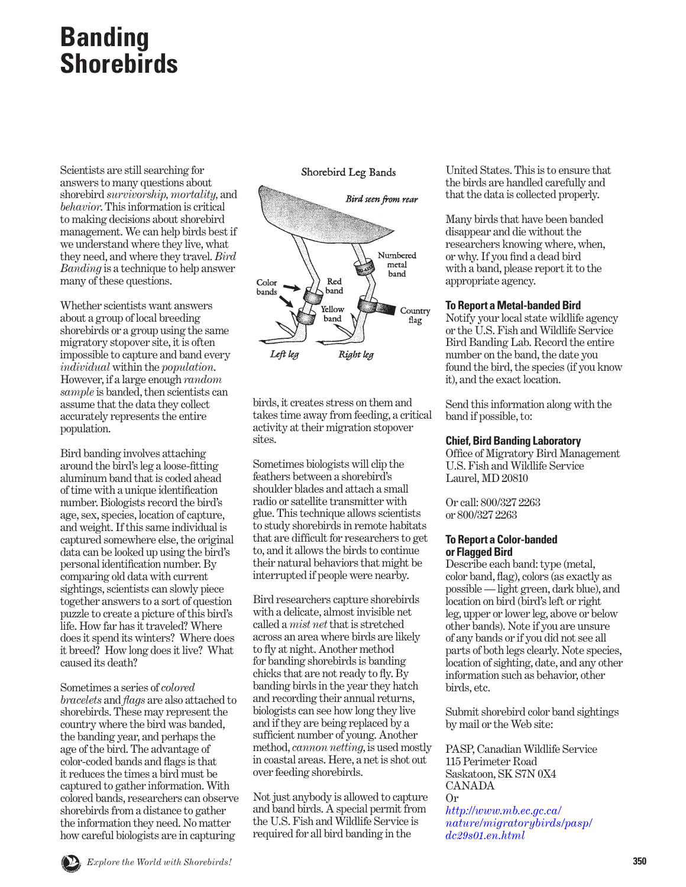# Banding Shorebirds

Scientists are still searching for answers to many questions about shorebird *survivorship, mortality,* and *behavior*. This information is critical to making decisions about shorebird management. We can help birds best if we understand where they live, what they need, and where they travel. *Bird Banding* is a technique to help answer many of these questions.

Whether scientists want answers about a group of local breeding shorebirds or a group using the same migratory stopover site, it is often impossible to capture and band every *individual* within the *population*. However, if a large enough *random sample* is banded, then scientists can assume that the data they collect accurately represents the entire population.

Bird banding involves attaching around the bird's leg a loose-fitting aluminum band that is coded ahead of time with a unique identification number. Biologists record the bird's age, sex, species, location of capture, and weight. If this same individual is captured somewhere else, the original data can be looked up using the bird's personal identification number. By comparing old data with current sightings, scientists can slowly piece together answers to a sort of question puzzle to create a picture of this bird's life. How far has it traveled? Where does it spend its winters? Where does it breed? How long does it live? What caused its death?

Sometimes a series of *colored bracelets* and *flags* are also attached to shorebirds. These may represent the country where the bird was banded, the banding year, and perhaps the age of the bird. The advantage of color-coded bands and flags is that it reduces the times a bird must be captured to gather information. With colored bands, researchers can observe shorebirds from a distance to gather the information they need. No matter how careful biologists are in capturing birds, it creates stress on them and takes time away from feeding, a critical activity at their migration stopover sites.

Shorebird Leg Bands

*Bird seen from rear*

Color bands

Red band

Yellow band

Numbered metal band

Country flag

*Left leg*

*Right leg*

Sometimes biologists will clip the feathers between a shorebird's shoulder blades and attach a small radio or satellite transmitter with glue. This technique allows scientists to study shorebirds in remote habitats that are difficult for researchers to get to, and it allows the birds to continue their natural behaviors that might be interrupted if people were nearby.

Bird researchers capture shorebirds with a delicate, almost invisible net called a *mist net* that is stretched across an area where birds are likely to fly at night. Another method for banding shorebirds is banding chicks that are not ready to fly. By banding birds in the year they hatch and recording their annual returns, biologists can see how long they live and if they are being replaced by a sufficient number of young. Another method, *cannon netting*, is used mostly in coastal areas. Here, a net is shot out over feeding shorebirds.

Not just anybody is allowed to capture and band birds. A special permit from the U.S. Fish and Wildlife Service is required for all bird banding in the United States. This is to ensure that the birds are handled carefully and that the data is collected properly.

Many birds that have been banded disappear and die without the researchers knowing where, when, or why. If you find a dead bird with a band, please report it to the appropriate agency.

### To Report a Metal-banded Bird

Notify your local state wildlife agency or the U.S. Fish and Wildlife Service Bird Banding Lab. Record the entire number on the band, the date you found the bird, the species (if you know it), and the exact location.

Send this information along with the band if possible, to:

**Chief, Bird Banding Laboratory**
Office of Migratory Bird Management
U.S. Fish and Wildlife Service
Laurel, MD 20810

Or call: 800/327 2263
or 800/327 2263

### To Report a Color-banded or Flagged Bird

Describe each band: type (metal, color band, flag), colors (as exactly as possible — light green, dark blue), and location on bird (bird's left or right leg, upper or lower leg, above or below other bands). Note if you are unsure of any bands or if you did not see all parts of both legs clearly. Note species, location of sighting, date, and any other information such as behavior, other birds, etc.

Submit shorebird color band sightings by mail or the Web site:

PASP, Canadian Wildlife Service
115 Perimeter Road
Saskatoon, SK S7N 0X4
CANADA
Or
*http://www.mb.ec.gc.ca/nature/migratorybirds/pasp/dc29s01.en.html*